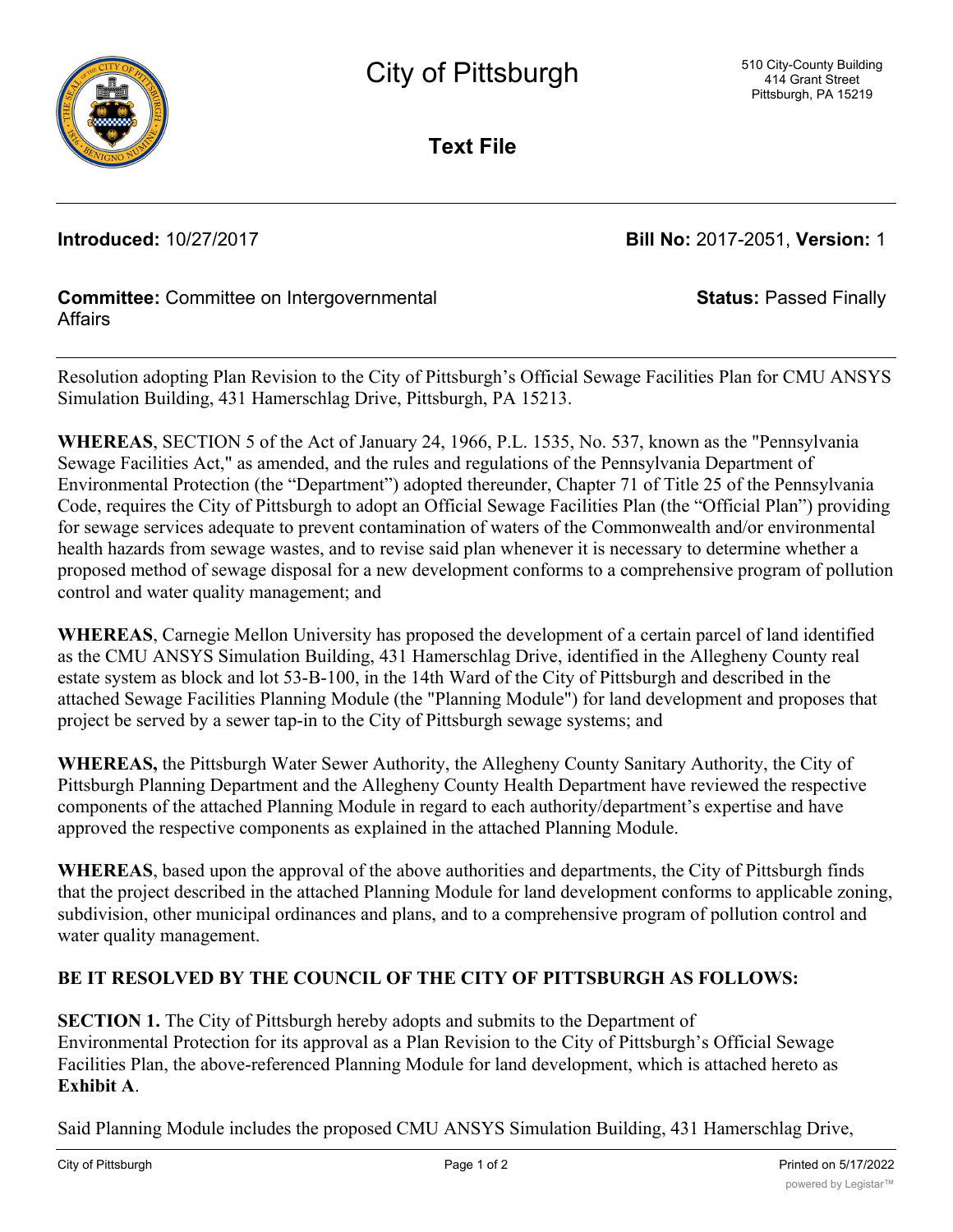# City of Pittsburgh

510 City-County Building
414 Grant Street
Pittsburgh, PA 15219

## Text File

**Introduced:** 10/27/2017 **Bill No:** 2017-2051, **Version:** 1

**Committee:** Committee on Intergovernmental Affairs **Status:** Passed Finally

---

Resolution adopting Plan Revision to the City of Pittsburgh's Official Sewage Facilities Plan for CMU ANSYS Simulation Building, 431 Hamerschlag Drive, Pittsburgh, PA 15213.

**WHEREAS**, SECTION 5 of the Act of January 24, 1966, P.L. 1535, No. 537, known as the "Pennsylvania Sewage Facilities Act," as amended, and the rules and regulations of the Pennsylvania Department of Environmental Protection (the "Department") adopted thereunder, Chapter 71 of Title 25 of the Pennsylvania Code, requires the City of Pittsburgh to adopt an Official Sewage Facilities Plan (the "Official Plan") providing for sewage services adequate to prevent contamination of waters of the Commonwealth and/or environmental health hazards from sewage wastes, and to revise said plan whenever it is necessary to determine whether a proposed method of sewage disposal for a new development conforms to a comprehensive program of pollution control and water quality management; and

**WHEREAS**, Carnegie Mellon University has proposed the development of a certain parcel of land identified as the CMU ANSYS Simulation Building, 431 Hamerschlag Drive, identified in the Allegheny County real estate system as block and lot 53-B-100, in the 14th Ward of the City of Pittsburgh and described in the attached Sewage Facilities Planning Module (the "Planning Module") for land development and proposes that project be served by a sewer tap-in to the City of Pittsburgh sewage systems; and

**WHEREAS,** the Pittsburgh Water Sewer Authority, the Allegheny County Sanitary Authority, the City of Pittsburgh Planning Department and the Allegheny County Health Department have reviewed the respective components of the attached Planning Module in regard to each authority/department's expertise and have approved the respective components as explained in the attached Planning Module.

**WHEREAS**, based upon the approval of the above authorities and departments, the City of Pittsburgh finds that the project described in the attached Planning Module for land development conforms to applicable zoning, subdivision, other municipal ordinances and plans, and to a comprehensive program of pollution control and water quality management.

**BE IT RESOLVED BY THE COUNCIL OF THE CITY OF PITTSBURGH AS FOLLOWS:**

**SECTION 1.** The City of Pittsburgh hereby adopts and submits to the Department of Environmental Protection for its approval as a Plan Revision to the City of Pittsburgh's Official Sewage Facilities Plan, the above-referenced Planning Module for land development, which is attached hereto as **Exhibit A**.

Said Planning Module includes the proposed CMU ANSYS Simulation Building, 431 Hamerschlag Drive,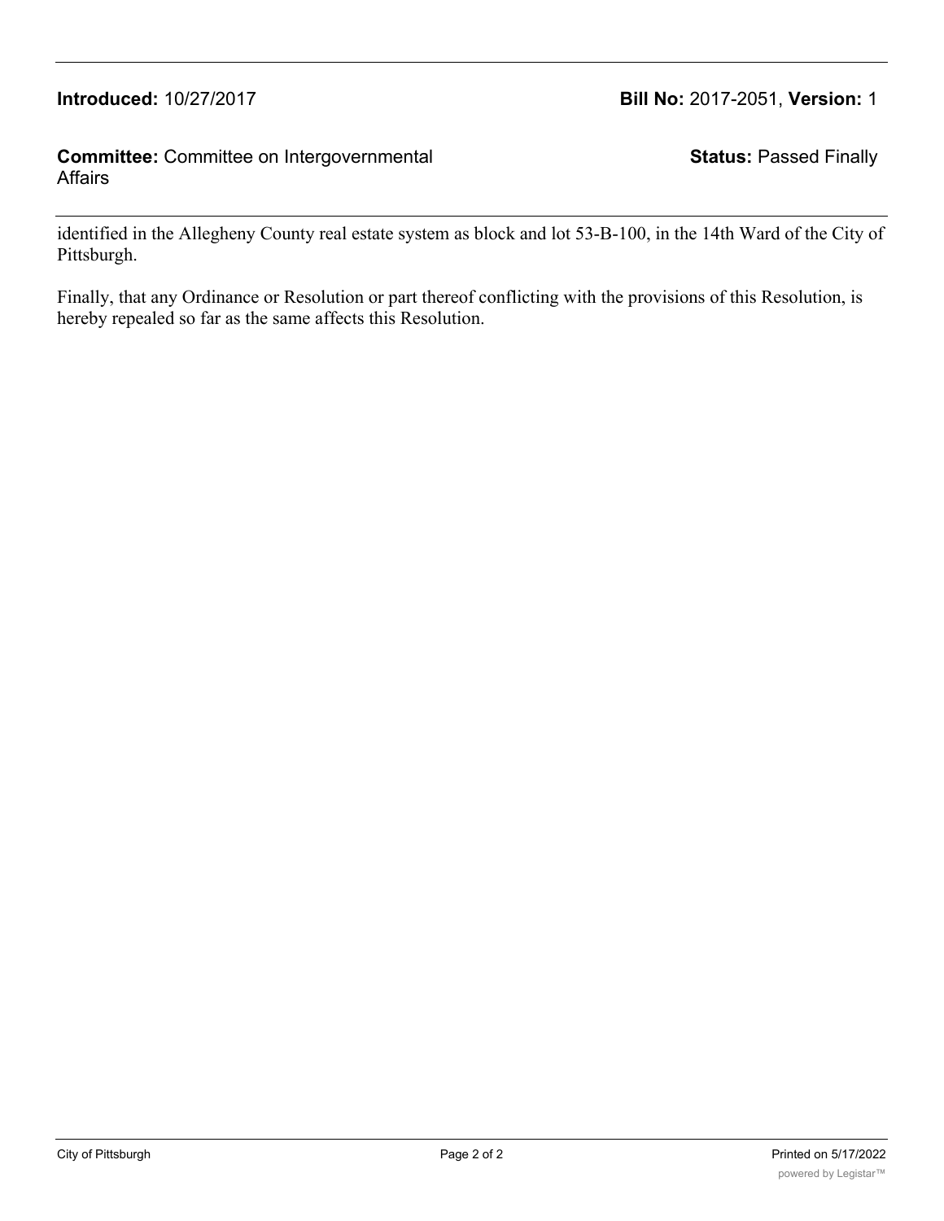**Introduced:** 10/27/2017 **Bill No:** 2017-2051, **Version:** 1

**Committee:** Committee on Intergovernmental Affairs **Status:** Passed Finally

identified in the Allegheny County real estate system as block and lot 53-B-100, in the 14th Ward of the City of Pittsburgh.

Finally, that any Ordinance or Resolution or part thereof conflicting with the provisions of this Resolution, is hereby repealed so far as the same affects this Resolution.